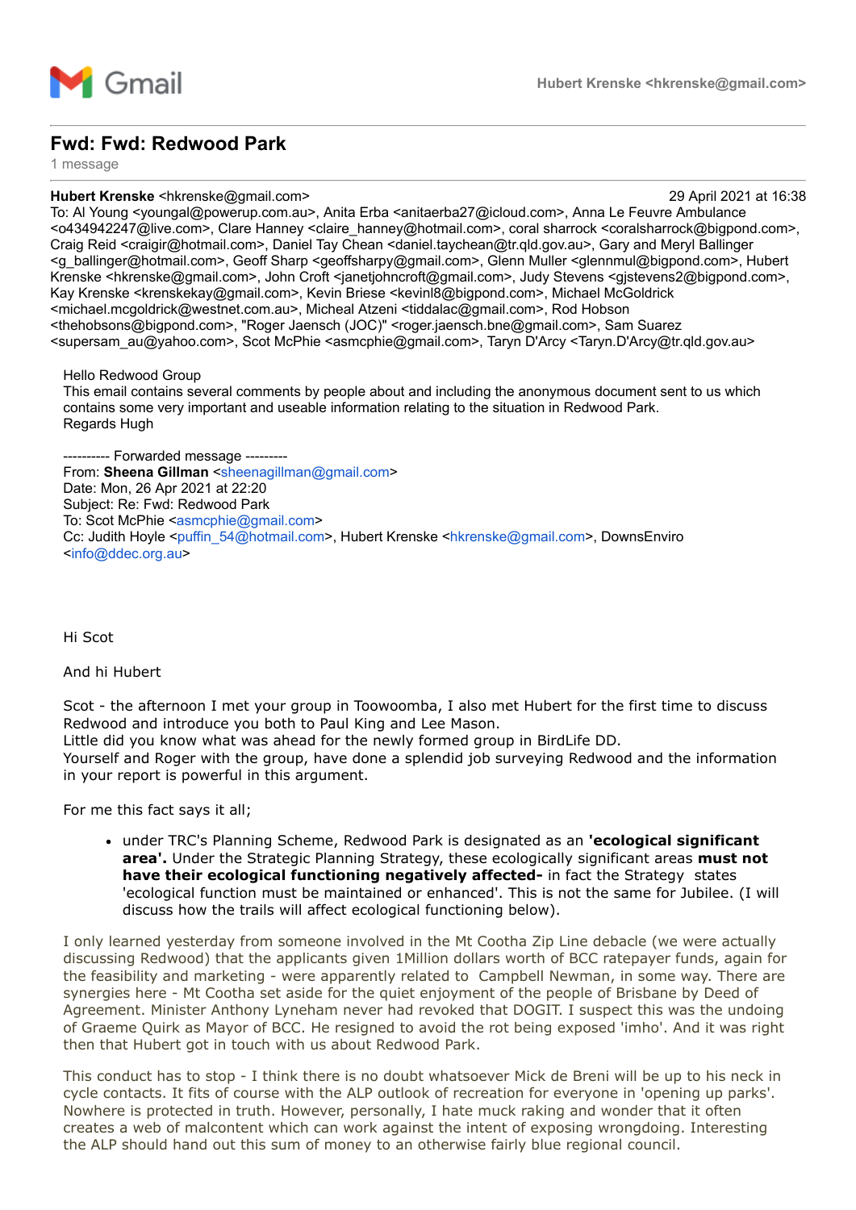Gmail — Hubert Krenske <hkrenske@gmail.com>

# Fwd: Fwd: Redwood Park

1 message

**Hubert Krenske** <hkrenske@gmail.com> — 29 April 2021 at 16:38

To: Al Young <youngal@powerup.com.au>, Anita Erba <anitaerba27@icloud.com>, Anna Le Feuvre Ambulance <o434942247@live.com>, Clare Hanney <claire_hanney@hotmail.com>, coral sharrock <coralsharrock@bigpond.com>, Craig Reid <craigir@hotmail.com>, Daniel Tay Chean <daniel.taychean@tr.qld.gov.au>, Gary and Meryl Ballinger <g_ballinger@hotmail.com>, Geoff Sharp <geoffsharpy@gmail.com>, Glenn Muller <glennmul@bigpond.com>, Hubert Krenske <hkrenske@gmail.com>, John Croft <janetjohncroft@gmail.com>, Judy Stevens <gjstevens2@bigpond.com>, Kay Krenske <krenskekay@gmail.com>, Kevin Briese <kevinl8@bigpond.com>, Michael McGoldrick <michael.mcgoldrick@westnet.com.au>, Micheal Atzeni <tiddalac@gmail.com>, Rod Hobson <thehobsons@bigpond.com>, "Roger Jaensch (JOC)" <roger.jaensch.bne@gmail.com>, Sam Suarez <supersam_au@yahoo.com>, Scot McPhie <asmcphie@gmail.com>, Taryn D'Arcy <Taryn.D'Arcy@tr.qld.gov.au>

Hello Redwood Group
This email contains several comments by people about and including the anonymous document sent to us which contains some very important and useable information relating to the situation in Redwood Park.
Regards Hugh

---------- Forwarded message ---------
From: **Sheena Gillman** <sheenagillman@gmail.com>
Date: Mon, 26 Apr 2021 at 22:20
Subject: Re: Fwd: Redwood Park
To: Scot McPhie <asmcphie@gmail.com>
Cc: Judith Hoyle <puffin_54@hotmail.com>, Hubert Krenske <hkrenske@gmail.com>, DownsEnviro <info@ddec.org.au>

Hi Scot

And hi Hubert

Scot - the afternoon I met your group in Toowoomba, I also met Hubert for the first time to discuss Redwood and introduce you both to Paul King and Lee Mason.
Little did you know what was ahead for the newly formed group in BirdLife DD.
Yourself and Roger with the group, have done a splendid job surveying Redwood and the information in your report is powerful in this argument.

For me this fact says it all;

- under TRC's Planning Scheme, Redwood Park is designated as an **'ecological significant area'.** Under the Strategic Planning Strategy, these ecologically significant areas **must not have their ecological functioning negatively affected-** in fact the Strategy states 'ecological function must be maintained or enhanced'. This is not the same for Jubilee. (I will discuss how the trails will affect ecological functioning below).

I only learned yesterday from someone involved in the Mt Cootha Zip Line debacle (we were actually discussing Redwood) that the applicants given 1Million dollars worth of BCC ratepayer funds, again for the feasibility and marketing - were apparently related to Campbell Newman, in some way. There are synergies here - Mt Cootha set aside for the quiet enjoyment of the people of Brisbane by Deed of Agreement. Minister Anthony Lyneham never had revoked that DOGIT. I suspect this was the undoing of Graeme Quirk as Mayor of BCC. He resigned to avoid the rot being exposed 'imho'. And it was right then that Hubert got in touch with us about Redwood Park.

This conduct has to stop - I think there is no doubt whatsoever Mick de Breni will be up to his neck in cycle contacts. It fits of course with the ALP outlook of recreation for everyone in 'opening up parks'. Nowhere is protected in truth. However, personally, I hate muck raking and wonder that it often creates a web of malcontent which can work against the intent of exposing wrongdoing. Interesting the ALP should hand out this sum of money to an otherwise fairly blue regional council.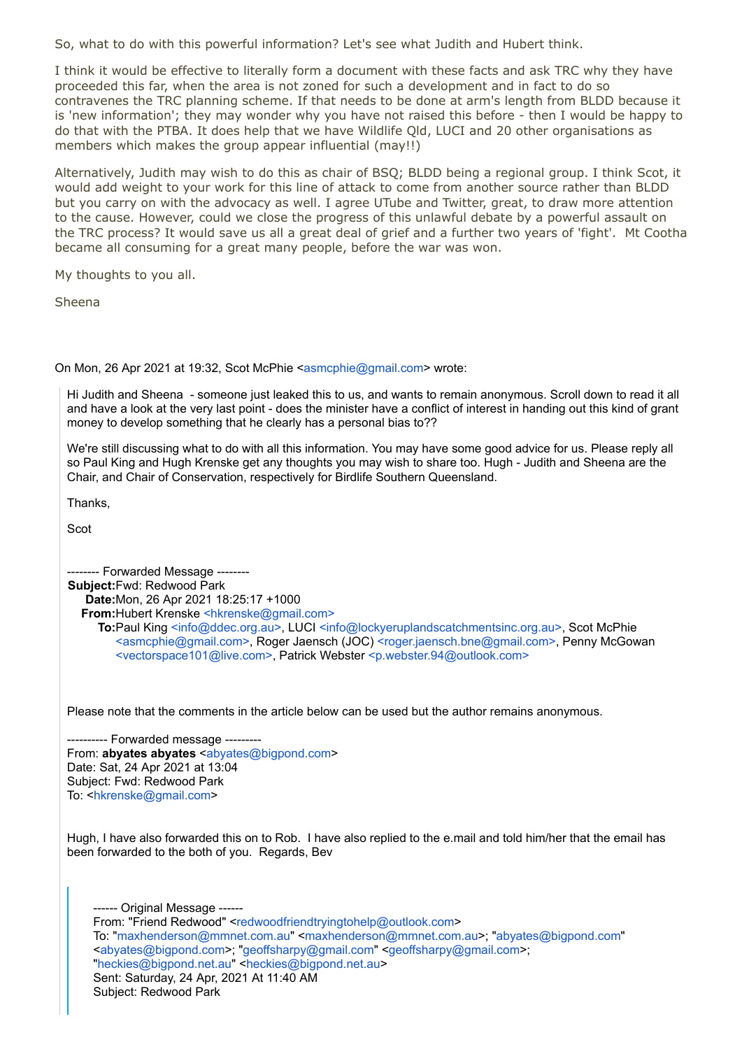So, what to do with this powerful information? Let's see what Judith and Hubert think.

I think it would be effective to literally form a document with these facts and ask TRC why they have proceeded this far, when the area is not zoned for such a development and in fact to do so contravenes the TRC planning scheme. If that needs to be done at arm's length from BLDD because it is 'new information'; they may wonder why you have not raised this before - then I would be happy to do that with the PTBA. It does help that we have Wildlife Qld, LUCI and 20 other organisations as members which makes the group appear influential (may!!)

Alternatively, Judith may wish to do this as chair of BSQ; BLDD being a regional group. I think Scot, it would add weight to your work for this line of attack to come from another source rather than BLDD but you carry on with the advocacy as well. I agree UTube and Twitter, great, to draw more attention to the cause. However, could we close the progress of this unlawful debate by a powerful assault on the TRC process? It would save us all a great deal of grief and a further two years of 'fight'. Mt Cootha became all consuming for a great many people, before the war was won.

My thoughts to you all.

Sheena

On Mon, 26 Apr 2021 at 19:32, Scot McPhie <asmcphie@gmail.com> wrote:

> Hi Judith and Sheena - someone just leaked this to us, and wants to remain anonymous. Scroll down to read it all and have a look at the very last point - does the minister have a conflict of interest in handing out this kind of grant money to develop something that he clearly has a personal bias to??
>
> We're still discussing what to do with all this information. You may have some good advice for us. Please reply all so Paul King and Hugh Krenske get any thoughts you may wish to share too. Hugh - Judith and Sheena are the Chair, and Chair of Conservation, respectively for Birdlife Southern Queensland.
>
> Thanks,
>
> Scot
>
> -------- Forwarded Message --------
> **Subject:** Fwd: Redwood Park
> **Date:** Mon, 26 Apr 2021 18:25:17 +1000
> **From:** Hubert Krenske <hkrenske@gmail.com>
> **To:** Paul King <info@ddec.org.au>, LUCI <info@lockyeruplandscatchmentsinc.org.au>, Scot McPhie <asmcphie@gmail.com>, Roger Jaensch (JOC) <roger.jaensch.bne@gmail.com>, Penny McGowan <vectorspace101@live.com>, Patrick Webster <p.webster.94@outlook.com>
>
> Please note that the comments in the article below can be used but the author remains anonymous.
>
> ---------- Forwarded message ---------
> From: **abyates abyates** <abyates@bigpond.com>
> Date: Sat, 24 Apr 2021 at 13:04
> Subject: Fwd: Redwood Park
> To: <hkrenske@gmail.com>
>
> Hugh, I have also forwarded this on to Rob. I have also replied to the e.mail and told him/her that the email has been forwarded to the both of you. Regards, Bev
>
> > ------ Original Message ------
> > From: "Friend Redwood" <redwoodfriendtryingtohelp@outlook.com>
> > To: "maxhenderson@mmnet.com.au" <maxhenderson@mmnet.com.au>; "abyates@bigpond.com" <abyates@bigpond.com>; "geoffsharpy@gmail.com" <geoffsharpy@gmail.com>; "heckies@bigpond.net.au" <heckies@bigpond.net.au>
> > Sent: Saturday, 24 Apr, 2021 At 11:40 AM
> > Subject: Redwood Park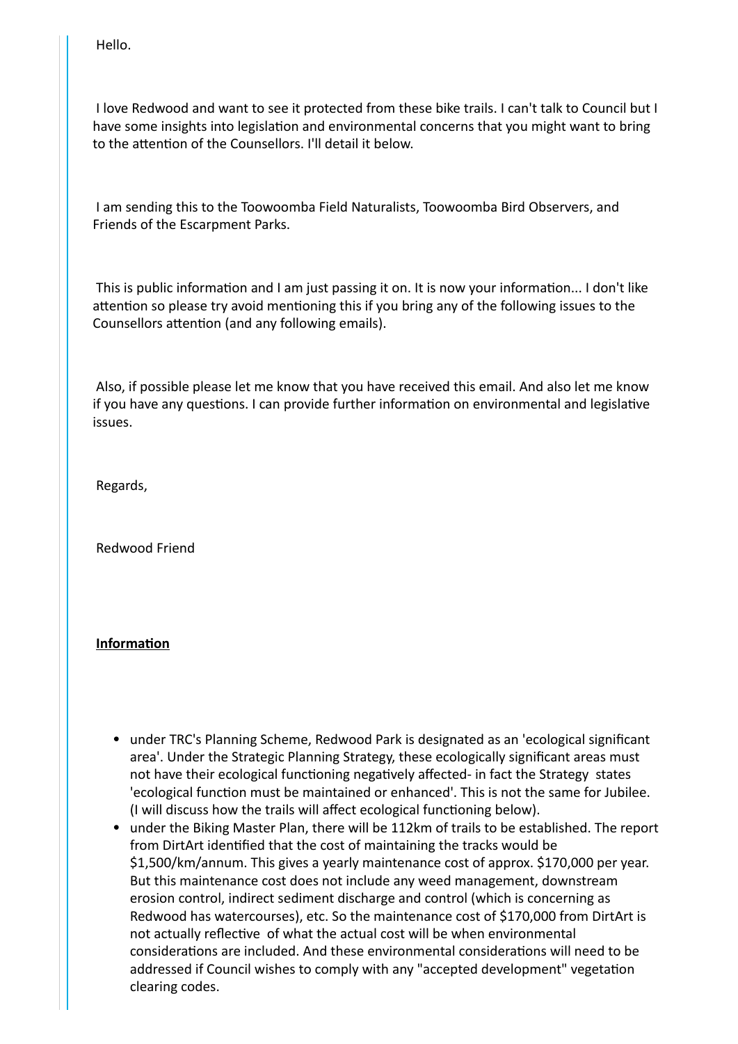Hello.

I love Redwood and want to see it protected from these bike trails. I can't talk to Council but I have some insights into legislation and environmental concerns that you might want to bring to the attention of the Counsellors. I'll detail it below.

I am sending this to the Toowoomba Field Naturalists, Toowoomba Bird Observers, and Friends of the Escarpment Parks.

This is public information and I am just passing it on. It is now your information... I don't like attention so please try avoid mentioning this if you bring any of the following issues to the Counsellors attention (and any following emails).

Also, if possible please let me know that you have received this email. And also let me know if you have any questions. I can provide further information on environmental and legislative issues.

Regards,

Redwood Friend

**Information**

- under TRC's Planning Scheme, Redwood Park is designated as an 'ecological significant area'. Under the Strategic Planning Strategy, these ecologically significant areas must not have their ecological functioning negatively affected- in fact the Strategy states 'ecological function must be maintained or enhanced'. This is not the same for Jubilee. (I will discuss how the trails will affect ecological functioning below).
- under the Biking Master Plan, there will be 112km of trails to be established. The report from DirtArt identified that the cost of maintaining the tracks would be \$1,500/km/annum. This gives a yearly maintenance cost of approx. \$170,000 per year. But this maintenance cost does not include any weed management, downstream erosion control, indirect sediment discharge and control (which is concerning as Redwood has watercourses), etc. So the maintenance cost of \$170,000 from DirtArt is not actually reflective of what the actual cost will be when environmental considerations are included. And these environmental considerations will need to be addressed if Council wishes to comply with any "accepted development" vegetation clearing codes.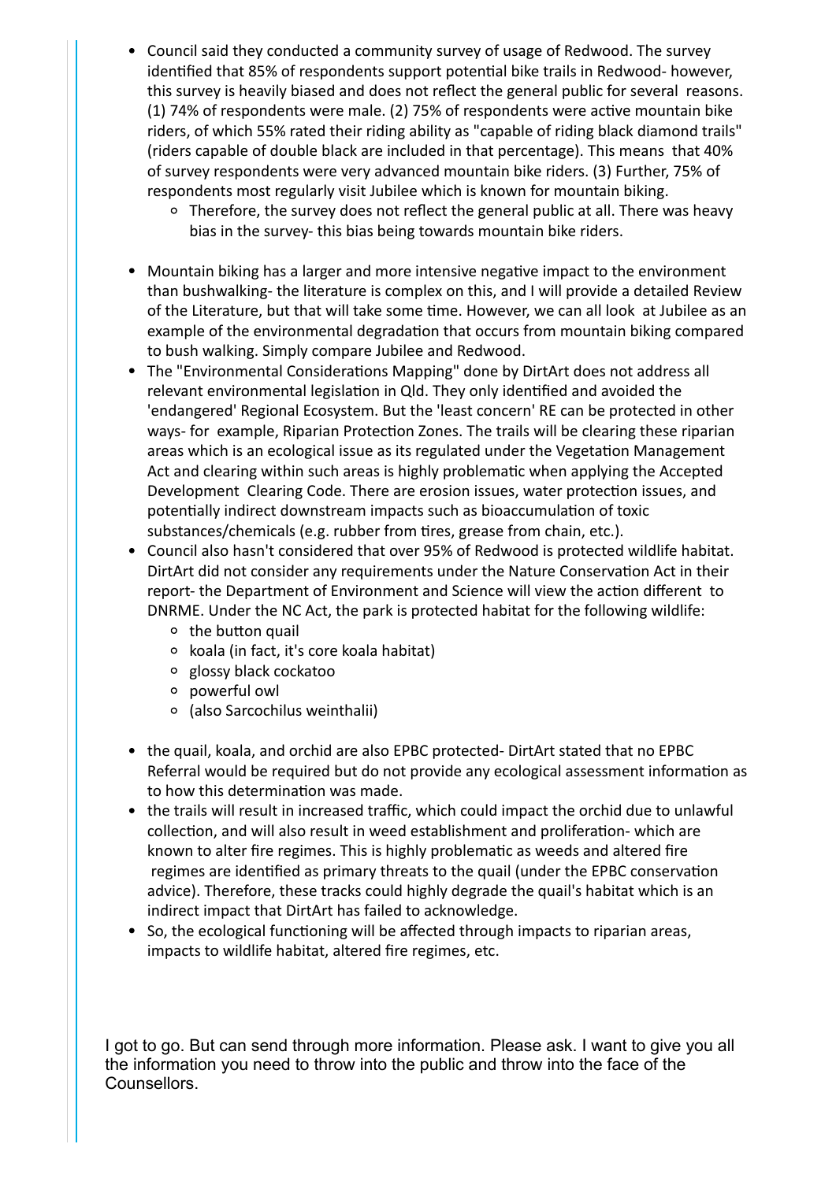- Council said they conducted a community survey of usage of Redwood. The survey identified that 85% of respondents support potential bike trails in Redwood- however, this survey is heavily biased and does not reflect the general public for several reasons. (1) 74% of respondents were male. (2) 75% of respondents were active mountain bike riders, of which 55% rated their riding ability as "capable of riding black diamond trails" (riders capable of double black are included in that percentage). This means that 40% of survey respondents were very advanced mountain bike riders. (3) Further, 75% of respondents most regularly visit Jubilee which is known for mountain biking.
    - Therefore, the survey does not reflect the general public at all. There was heavy bias in the survey- this bias being towards mountain bike riders.

- Mountain biking has a larger and more intensive negative impact to the environment than bushwalking- the literature is complex on this, and I will provide a detailed Review of the Literature, but that will take some time. However, we can all look at Jubilee as an example of the environmental degradation that occurs from mountain biking compared to bush walking. Simply compare Jubilee and Redwood.
- The "Environmental Considerations Mapping" done by DirtArt does not address all relevant environmental legislation in Qld. They only identified and avoided the 'endangered' Regional Ecosystem. But the 'least concern' RE can be protected in other ways- for example, Riparian Protection Zones. The trails will be clearing these riparian areas which is an ecological issue as its regulated under the Vegetation Management Act and clearing within such areas is highly problematic when applying the Accepted Development Clearing Code. There are erosion issues, water protection issues, and potentially indirect downstream impacts such as bioaccumulation of toxic substances/chemicals (e.g. rubber from tires, grease from chain, etc.).
- Council also hasn't considered that over 95% of Redwood is protected wildlife habitat. DirtArt did not consider any requirements under the Nature Conservation Act in their report- the Department of Environment and Science will view the action different to DNRME. Under the NC Act, the park is protected habitat for the following wildlife:
    - the button quail
    - koala (in fact, it's core koala habitat)
    - glossy black cockatoo
    - powerful owl
    - (also Sarcochilus weinthalii)

- the quail, koala, and orchid are also EPBC protected- DirtArt stated that no EPBC Referral would be required but do not provide any ecological assessment information as to how this determination was made.
- the trails will result in increased traffic, which could impact the orchid due to unlawful collection, and will also result in weed establishment and proliferation- which are known to alter fire regimes. This is highly problematic as weeds and altered fire regimes are identified as primary threats to the quail (under the EPBC conservation advice). Therefore, these tracks could highly degrade the quail's habitat which is an indirect impact that DirtArt has failed to acknowledge.
- So, the ecological functioning will be affected through impacts to riparian areas, impacts to wildlife habitat, altered fire regimes, etc.

I got to go. But can send through more information. Please ask. I want to give you all the information you need to throw into the public and throw into the face of the Counsellors.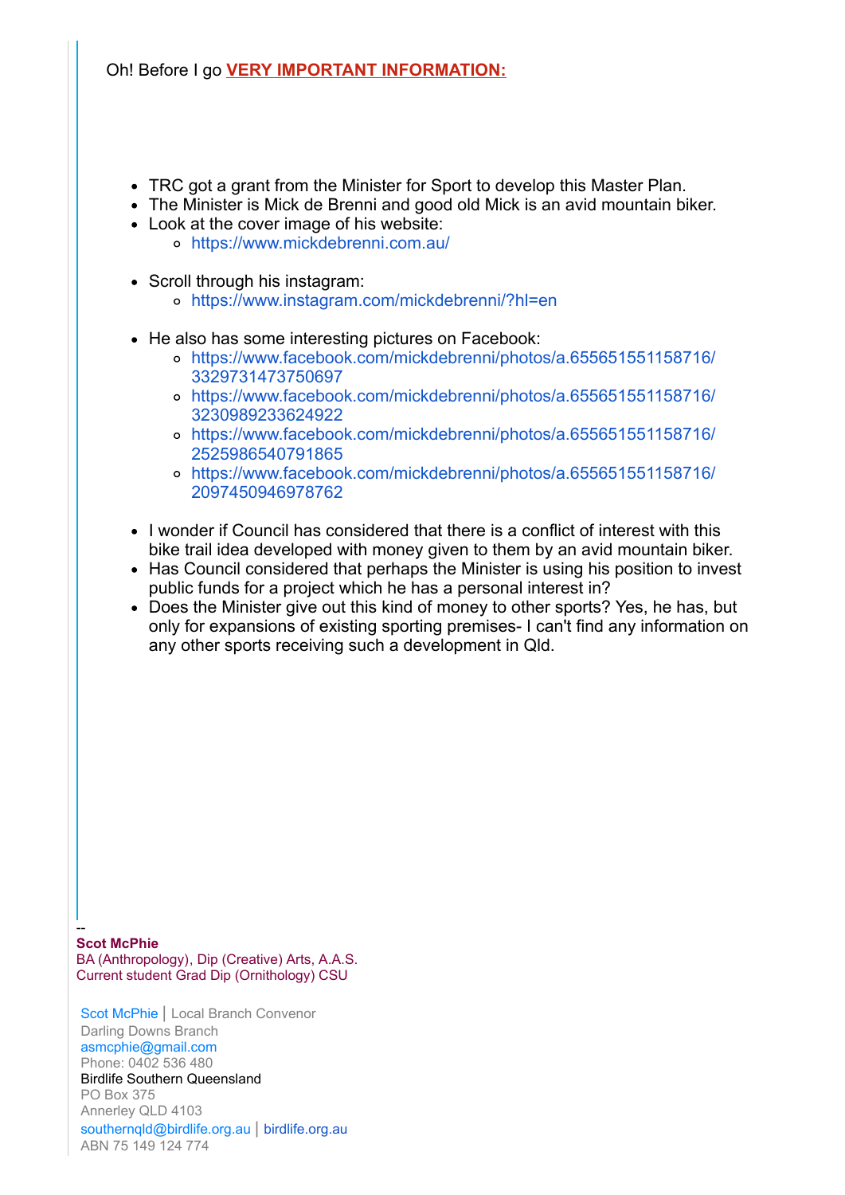Oh! Before I go **VERY IMPORTANT INFORMATION:**

- TRC got a grant from the Minister for Sport to develop this Master Plan.
- The Minister is Mick de Brenni and good old Mick is an avid mountain biker.
- Look at the cover image of his website:
  - https://www.mickdebrenni.com.au/
- Scroll through his instagram:
  - https://www.instagram.com/mickdebrenni/?hl=en
- He also has some interesting pictures on Facebook:
  - https://www.facebook.com/mickdebrenni/photos/a.655651551158716/3329731473750697
  - https://www.facebook.com/mickdebrenni/photos/a.655651551158716/3230989233624922
  - https://www.facebook.com/mickdebrenni/photos/a.655651551158716/2525986540791865
  - https://www.facebook.com/mickdebrenni/photos/a.655651551158716/2097450946978762
- I wonder if Council has considered that there is a conflict of interest with this bike trail idea developed with money given to them by an avid mountain biker.
- Has Council considered that perhaps the Minister is using his position to invest public funds for a project which he has a personal interest in?
- Does the Minister give out this kind of money to other sports? Yes, he has, but only for expansions of existing sporting premises- I can't find any information on any other sports receiving such a development in Qld.

--
**Scot McPhie**
BA (Anthropology), Dip (Creative) Arts, A.A.S.
Current student Grad Dip (Ornithology) CSU

Scot McPhie | Local Branch Convenor
Darling Downs Branch
asmcphie@gmail.com
Phone: 0402 536 480
Birdlife Southern Queensland
PO Box 375
Annerley QLD 4103
southernqld@birdlife.org.au | birdlife.org.au
ABN 75 149 124 774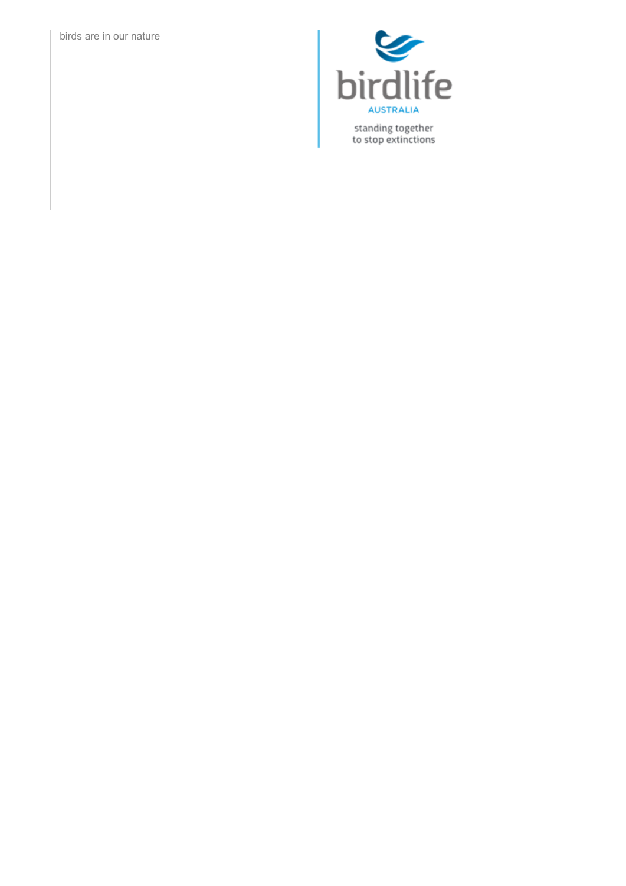birds are in our nature

birdlife

AUSTRALIA

standing together
to stop extinctions